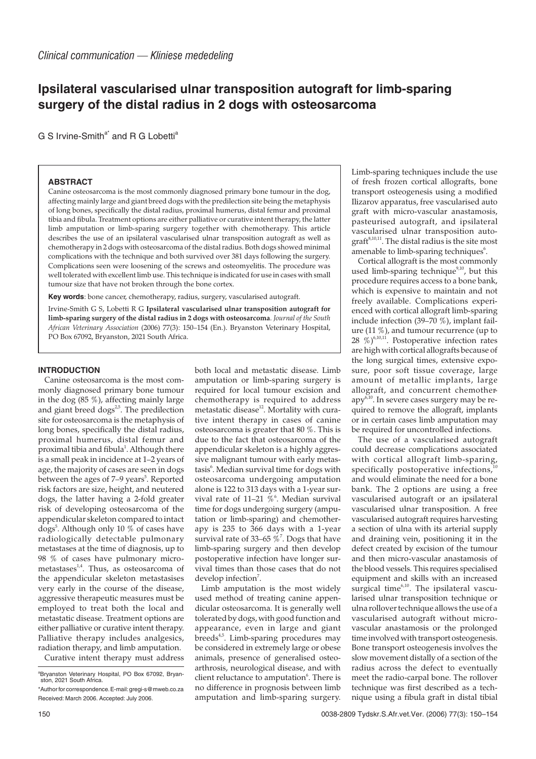*Clinical communication — Kliniese mededeling*

# Ipsilateral vascularised ulnar transposition autograft for limb-sparing surgery of the distal radius in 2 dogs with osteosarcoma

G S Irvine-Smith[a*] and R G Lobetti[a]

## ABSTRACT

Canine osteosarcoma is the most commonly diagnosed primary bone tumour in the dog, affecting mainly large and giant breed dogs with the predilection site being the metaphysis of long bones, specifically the distal radius, proximal humerus, distal femur and proximal tibia and fibula. Treatment options are either palliative or curative intent therapy, the latter limb amputation or limb-sparing surgery together with chemotherapy. This article describes the use of an ipsilateral vascularised ulnar transposition autograft as well as chemotherapy in 2 dogs with osteosarcoma of the distal radius. Both dogs showed minimal complications with the technique and both survived over 381 days following the surgery. Complications seen were loosening of the screws and osteomyelitis. The procedure was well tolerated with excellent limb use. This technique is indicated for use in cases with small tumour size that have not broken through the bone cortex.

**Key words**: bone cancer, chemotherapy, radius, surgery, vascularised autograft.

Irvine-Smith G S, Lobetti R G **Ipsilateral vascularised ulnar transposition autograft for limb-sparing surgery of the distal radius in 2 dogs with osteosarcoma**. *Journal of the South African Veterinary Association* (2006) 77(3): 150–154 (En.). Bryanston Veterinary Hospital, PO Box 67092, Bryanston, 2021 South Africa.

## INTRODUCTION

Canine osteosarcoma is the most commonly diagnosed primary bone tumour in the dog (85 %), affecting mainly large and giant breed dogs[2,5]. The predilection site for osteosarcoma is the metaphysis of long bones, specifically the distal radius, proximal humerus, distal femur and proximal tibia and fibula[1]. Although there is a small peak in incidence at 1–2 years of age, the majority of cases are seen in dogs between the ages of 7–9 years[5]. Reported risk factors are size, height, and neutered dogs, the latter having a 2-fold greater risk of developing osteosarcoma of the appendicular skeleton compared to intact dogs[5]. Although only 10 % of cases have radiologically detectable pulmonary metastases at the time of diagnosis, up to 98 % of cases have pulmonary micrometastases[1,4]. Thus, as osteosarcoma of the appendicular skeleton metastasises very early in the course of the disease, aggressive therapeutic measures must be employed to treat both the local and metastatic disease. Treatment options are either palliative or curative intent therapy. Palliative therapy includes analgesics, radiation therapy, and limb amputation.

Curative intent therapy must address both local and metastatic disease. Limb amputation or limb-sparing surgery is required for local tumour excision and chemotherapy is required to address metastatic disease[12]. Mortality with curative intent therapy in cases of canine osteosarcoma is greater that 80 %. This is due to the fact that osteosarcoma of the appendicular skeleton is a highly aggressive malignant tumour with early metastasis[6]. Median survival time for dogs with osteosarcoma undergoing amputation alone is 122 to 313 days with a 1-year survival rate of 11–21 %[6]. Median survival time for dogs undergoing surgery (amputation or limb-sparing) and chemotherapy is 235 to 366 days with a 1-year survival rate of 33–65 %[7]. Dogs that have limb-sparing surgery and then develop postoperative infection have longer survival times than those cases that do not develop infection[7].

Limb amputation is the most widely used method of treating canine appendicular osteosarcoma. It is generally well tolerated by dogs, with good function and appearance, even in large and giant breeds[4,5]. Limb-sparing procedures may be considered in extremely large or obese animals, presence of generalised osteoarthrosis, neurological disease, and with client reluctance to amputation[6]. There is no difference in prognosis between limb amputation and limb-sparing surgery. Limb-sparing techniques include the use of fresh frozen cortical allografts, bone transport osteogenesis using a modified Ilizarov apparatus, free vascularised auto graft with micro-vascular anastamosis, pasteurised autograft, and ipsilateral vascularised ulnar transposition autograft[8,10,11]. The distal radius is the site most amenable to limb-sparing techniques[6].

Cortical allograft is the most commonly used limb-sparing technique[9,10], but this procedure requires access to a bone bank, which is expensive to maintain and not freely available. Complications experienced with cortical allograft limb-sparing include infection (39–70 %), implant failure (11 %), and tumour recurrence (up to 28 %)[6,10,11]. Postoperative infection rates are high with cortical allografts because of the long surgical times, extensive exposure, poor soft tissue coverage, large amount of metallic implants, large allograft, and concurrent chemotherapy[6,10]. In severe cases surgery may be required to remove the allograft, implants or in certain cases limb amputation may be required for uncontrolled infections.

The use of a vascularised autograft could decrease complications associated with cortical allograft limb-sparing, specifically postoperative infections,[10] and would eliminate the need for a bone bank. The 2 options are using a free vascularised autograft or an ipsilateral vascularised ulnar transposition. A free vascularised autograft requires harvesting a section of ulna with its arterial supply and draining vein, positioning it in the defect created by excision of the tumour and then micro-vascular anastamosis of the blood vessels. This requires specialised equipment and skills with an increased surgical time[6,10]. The ipsilateral vascularised ulnar transposition technique or ulna rollover technique allows the use of a vascularised autograft without micro-vascular anastamosis or the prolonged time involved with transport osteogenesis. Bone transport osteogenesis involves the slow movement distally of a section of the radius across the defect to eventually meet the radio-carpal bone. The rollover technique was first described as a technique using a fibula graft in distal tibial

[a]Bryanston Veterinary Hospital, PO Box 67092, Bryanston, 2021 South Africa.

*Author for correspondence. E-mail: gregi-s@mweb.co.za

Received: March 2006. Accepted: July 2006.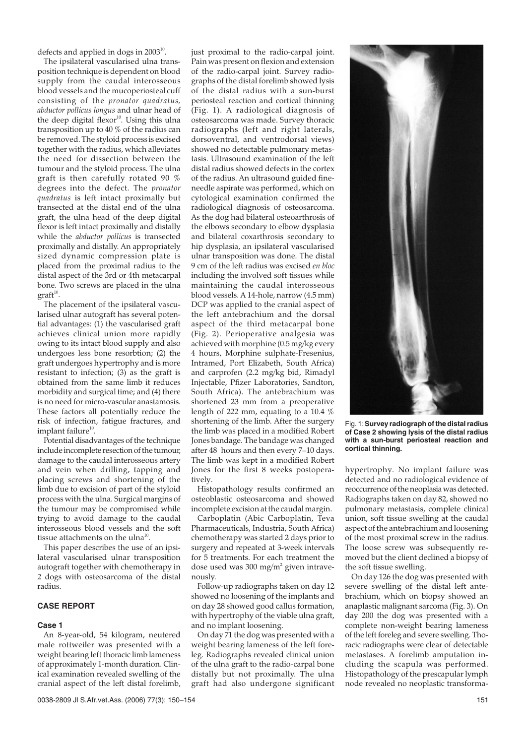defects and applied in dogs in 2003[10].

The ipsilateral vascularised ulna transposition technique is dependent on blood supply from the caudal interosseous blood vessels and the mucoperiosteal cuff consisting of the *pronator quadratus, abductor pollicus longus* and ulnar head of the deep digital flexor[10]. Using this ulna transposition up to 40 % of the radius can be removed. The styloid process is excised together with the radius, which alleviates the need for dissection between the tumour and the styloid process. The ulna graft is then carefully rotated 90 % degrees into the defect. The *pronator quadratus* is left intact proximally but transected at the distal end of the ulna graft, the ulna head of the deep digital flexor is left intact proximally and distally while the *abductor pollicus* is transected proximally and distally. An appropriately sized dynamic compression plate is placed from the proximal radius to the distal aspect of the 3rd or 4th metacarpal bone. Two screws are placed in the ulna graft[10].

The placement of the ipsilateral vascularised ulnar autograft has several potential advantages: (1) the vascularised graft achieves clinical union more rapidly owing to its intact blood supply and also undergoes less bone resorbtion; (2) the graft undergoes hypertrophy and is more resistant to infection; (3) as the graft is obtained from the same limb it reduces morbidity and surgical time; and (4) there is no need for micro-vascular anastamosis. These factors all potentially reduce the risk of infection, fatigue fractures, and implant failure[10].

Potential disadvantages of the technique include incomplete resection of the tumour, damage to the caudal interosseous artery and vein when drilling, tapping and placing screws and shortening of the limb due to excision of part of the styloid process with the ulna. Surgical margins of the tumour may be compromised while trying to avoid damage to the caudal interosseous blood vessels and the soft tissue attachments on the ulna[10].

This paper describes the use of an ipsilateral vascularised ulnar transposition autograft together with chemotherapy in 2 dogs with osteosarcoma of the distal radius.

## CASE REPORT

### Case 1

An 8-year-old, 54 kilogram, neutered male rottweiler was presented with a weight bearing left thoracic limb lameness of approximately 1-month duration. Clinical examination revealed swelling of the cranial aspect of the left distal forelimb, just proximal to the radio-carpal joint. Pain was present on flexion and extension of the radio-carpal joint. Survey radiographs of the distal forelimb showed lysis of the distal radius with a sun-burst periosteal reaction and cortical thinning (Fig. 1). A radiological diagnosis of osteosarcoma was made. Survey thoracic radiographs (left and right laterals, dorsoventral, and ventrodorsal views) showed no detectable pulmonary metastasis. Ultrasound examination of the left distal radius showed defects in the cortex of the radius. An ultrasound guided fine-needle aspirate was performed, which on cytological examination confirmed the radiological diagnosis of osteosarcoma. As the dog had bilateral osteoarthrosis of the elbows secondary to elbow dysplasia and bilateral coxarthrosis secondary to hip dysplasia, an ipsilateral vascularised ulnar transposition was done. The distal 9 cm of the left radius was excised *en bloc* including the involved soft tissues while maintaining the caudal interosseous blood vessels. A 14-hole, narrow (4.5 mm) DCP was applied to the cranial aspect of the left antebrachium and the dorsal aspect of the third metacarpal bone (Fig. 2). Perioperative analgesia was achieved with morphine (0.5 mg/kg every 4 hours, Morphine sulphate-Fresenius, Intramed, Port Elizabeth, South Africa) and carprofen (2.2 mg/kg bid, Rimadyl Injectable, Pfizer Laboratories, Sandton, South Africa). The antebrachium was shortened 23 mm from a preoperative length of 222 mm, equating to a 10.4 % shortening of the limb. After the surgery the limb was placed in a modified Robert Jones bandage. The bandage was changed after 48 hours and then every 7–10 days. The limb was kept in a modified Robert Jones for the first 8 weeks postoperatively.

Histopathology results confirmed an osteoblastic osteosarcoma and showed incomplete excision at the caudal margin.

Carboplatin (Abic Carboplatin, Teva Pharmaceuticals, Industria, South Africa) chemotherapy was started 2 days prior to surgery and repeated at 3-week intervals for 5 treatments. For each treatment the dose used was 300 mg/m$^2$ given intravenously.

Follow-up radiographs taken on day 12 showed no loosening of the implants and on day 28 showed good callus formation, with hypertrophy of the viable ulna graft, and no implant loosening.

On day 71 the dog was presented with a weight bearing lameness of the left foreleg. Radiographs revealed clinical union of the ulna graft to the radio-carpal bone distally but not proximally. The ulna graft had also undergone significant hypertrophy. No implant failure was detected and no radiological evidence of reoccurrence of the neoplasia was detected. Radiographs taken on day 82, showed no pulmonary metastasis, complete clinical union, soft tissue swelling at the caudal aspect of the antebrachium and loosening of the most proximal screw in the radius. The loose screw was subsequently removed but the client declined a biopsy of the soft tissue swelling.

On day 126 the dog was presented with severe swelling of the distal left antebrachium, which on biopsy showed an anaplastic malignant sarcoma (Fig. 3). On day 200 the dog was presented with a complete non-weight bearing lameness of the left foreleg and severe swelling. Thoracic radiographs were clear of detectable metastases. A forelimb amputation including the scapula was performed. Histopathology of the prescapular lymph node revealed no neoplastic transforma-

**Fig. 1: Survey radiograph of the distal radius of Case 2 showing lysis of the distal radius with a sun-burst periosteal reaction and cortical thinning.**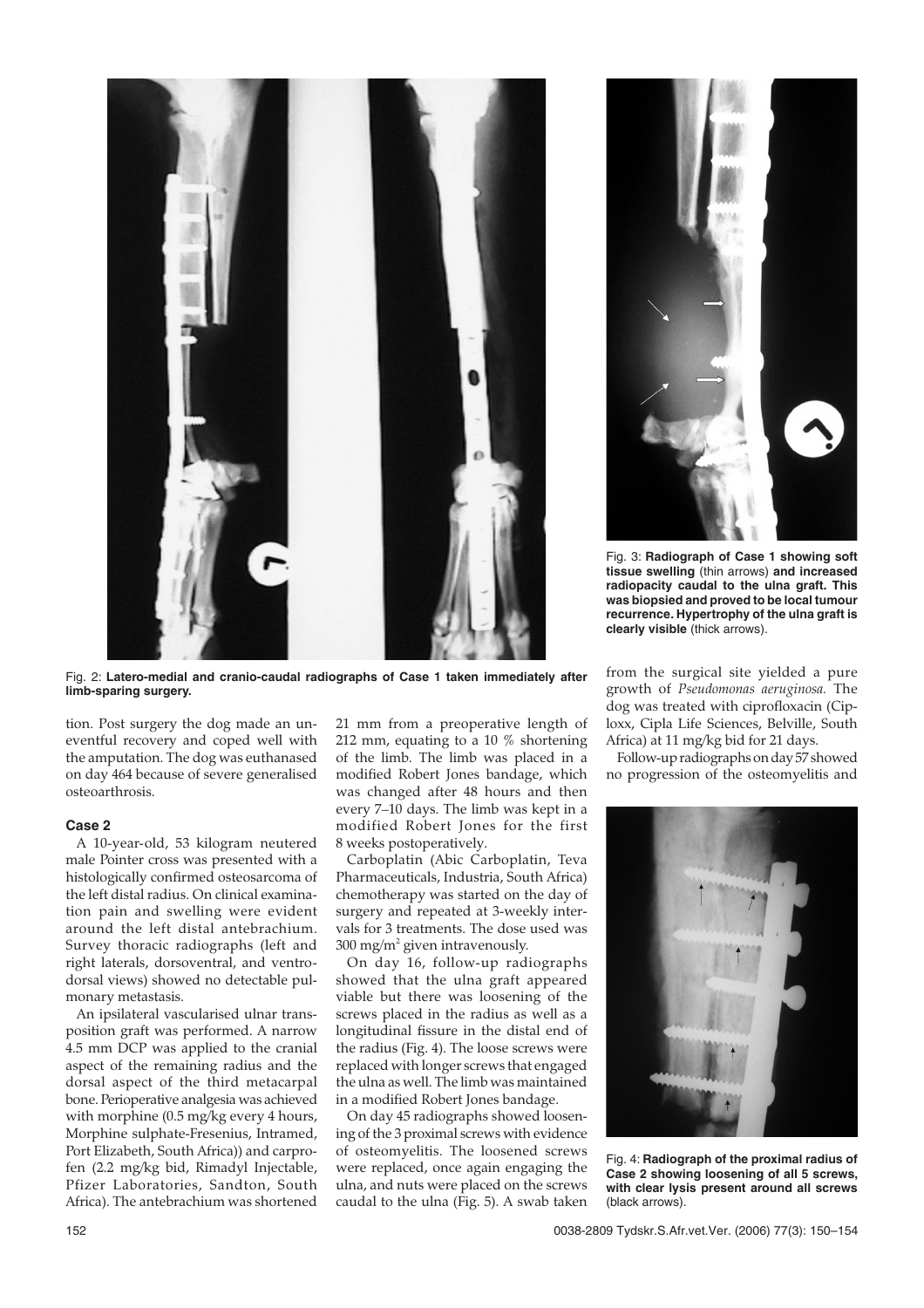Fig. 2: **Latero-medial and cranio-caudal radiographs of Case 1 taken immediately after limb-sparing surgery.**

Fig. 3: **Radiograph of Case 1 showing soft tissue swelling** (thin arrows) **and increased radiopacity caudal to the ulna graft. This was biopsied and proved to be local tumour recurrence. Hypertrophy of the ulna graft is clearly visible** (thick arrows).

tion. Post surgery the dog made an uneventful recovery and coped well with the amputation. The dog was euthanased on day 464 because of severe generalised osteoarthrosis.

### Case 2

A 10-year-old, 53 kilogram neutered male Pointer cross was presented with a histologically confirmed osteosarcoma of the left distal radius. On clinical examination pain and swelling were evident around the left distal antebrachium. Survey thoracic radiographs (left and right laterals, dorsoventral, and ventrodorsal views) showed no detectable pulmonary metastasis.

An ipsilateral vascularised ulnar transposition graft was performed. A narrow 4.5 mm DCP was applied to the cranial aspect of the remaining radius and the dorsal aspect of the third metacarpal bone. Perioperative analgesia was achieved with morphine (0.5 mg/kg every 4 hours, Morphine sulphate-Fresenius, Intramed, Port Elizabeth, South Africa)) and carprofen (2.2 mg/kg bid, Rimadyl Injectable, Pfizer Laboratories, Sandton, South Africa). The antebrachium was shortened 21 mm from a preoperative length of 212 mm, equating to a 10 % shortening of the limb. The limb was placed in a modified Robert Jones bandage, which was changed after 48 hours and then every 7–10 days. The limb was kept in a modified Robert Jones for the first 8 weeks postoperatively.

Carboplatin (Abic Carboplatin, Teva Pharmaceuticals, Industria, South Africa) chemotherapy was started on the day of surgery and repeated at 3-weekly intervals for 3 treatments. The dose used was 300 mg/m$^2$ given intravenously.

On day 16, follow-up radiographs showed that the ulna graft appeared viable but there was loosening of the screws placed in the radius as well as a longitudinal fissure in the distal end of the radius (Fig. 4). The loose screws were replaced with longer screws that engaged the ulna as well. The limb was maintained in a modified Robert Jones bandage.

On day 45 radiographs showed loosening of the 3 proximal screws with evidence of osteomyelitis. The loosened screws were replaced, once again engaging the ulna, and nuts were placed on the screws caudal to the ulna (Fig. 5). A swab taken from the surgical site yielded a pure growth of *Pseudomonas aeruginosa.* The dog was treated with ciprofloxacin (Ciploxx, Cipla Life Sciences, Belville, South Africa) at 11 mg/kg bid for 21 days.

Follow-up radiographs on day 57 showed no progression of the osteomyelitis and

Fig. 4: **Radiograph of the proximal radius of Case 2 showing loosening of all 5 screws, with clear lysis present around all screws** (black arrows).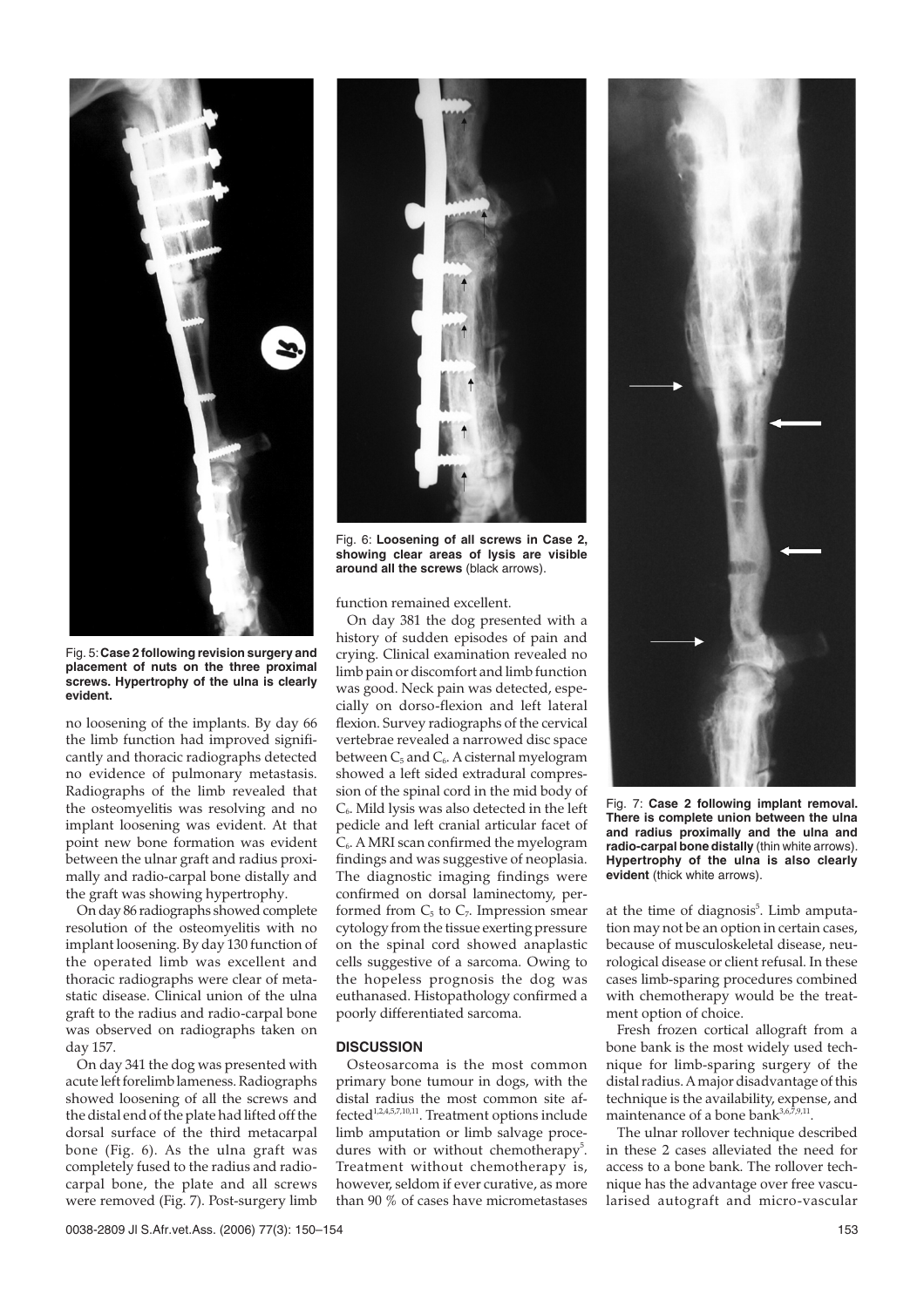Fig. 5: **Case 2 following revision surgery and placement of nuts on the three proximal screws. Hypertrophy of the ulna is clearly evident.**

no loosening of the implants. By day 66 the limb function had improved significantly and thoracic radiographs detected no evidence of pulmonary metastasis. Radiographs of the limb revealed that the osteomyelitis was resolving and no implant loosening was evident. At that point new bone formation was evident between the ulnar graft and radius proximally and radio-carpal bone distally and the graft was showing hypertrophy.

On day 86 radiographs showed complete resolution of the osteomyelitis with no implant loosening. By day 130 function of the operated limb was excellent and thoracic radiographs were clear of metastatic disease. Clinical union of the ulna graft to the radius and radio-carpal bone was observed on radiographs taken on day 157.

On day 341 the dog was presented with acute left forelimb lameness. Radiographs showed loosening of all the screws and the distal end of the plate had lifted off the dorsal surface of the third metacarpal bone (Fig. 6). As the ulna graft was completely fused to the radius and radio-carpal bone, the plate and all screws were removed (Fig. 7). Post-surgery limb function remained excellent.

Fig. 6: **Loosening of all screws in Case 2, showing clear areas of lysis are visible around all the screws** (black arrows).

On day 381 the dog presented with a history of sudden episodes of pain and crying. Clinical examination revealed no limb pain or discomfort and limb function was good. Neck pain was detected, especially on dorso-flexion and left lateral flexion. Survey radiographs of the cervical vertebrae revealed a narrowed disc space between $C_5$ and $C_6$. A cisternal myelogram showed a left sided extradural compression of the spinal cord in the mid body of $C_6$. Mild lysis was also detected in the left pedicle and left cranial articular facet of $C_6$. A MRI scan confirmed the myelogram findings and was suggestive of neoplasia. The diagnostic imaging findings were confirmed on dorsal laminectomy, performed from $C_5$ to $C_7$. Impression smear cytology from the tissue exerting pressure on the spinal cord showed anaplastic cells suggestive of a sarcoma. Owing to the hopeless prognosis the dog was euthanased. Histopathology confirmed a poorly differentiated sarcoma.

## DISCUSSION

Osteosarcoma is the most common primary bone tumour in dogs, with the distal radius the most common site affected[1,2,4,5,7,10,11]. Treatment options include limb amputation or limb salvage procedures with or without chemotherapy[5]. Treatment without chemotherapy is, however, seldom if ever curative, as more than 90 % of cases have micrometastases at the time of diagnosis[5]. Limb amputation may not be an option in certain cases, because of musculoskeletal disease, neurological disease or client refusal. In these cases limb-sparing procedures combined with chemotherapy would be the treatment option of choice.

Fig. 7: **Case 2 following implant removal. There is complete union between the ulna and radius proximally and the ulna and radio-carpal bone distally** (thin white arrows). **Hypertrophy of the ulna is also clearly evident** (thick white arrows).

Fresh frozen cortical allograft from a bone bank is the most widely used technique for limb-sparing surgery of the distal radius. A major disadvantage of this technique is the availability, expense, and maintenance of a bone bank[3,6,7,9,11].

The ulnar rollover technique described in these 2 cases alleviated the need for access to a bone bank. The rollover technique has the advantage over free vascularised autograft and micro-vascular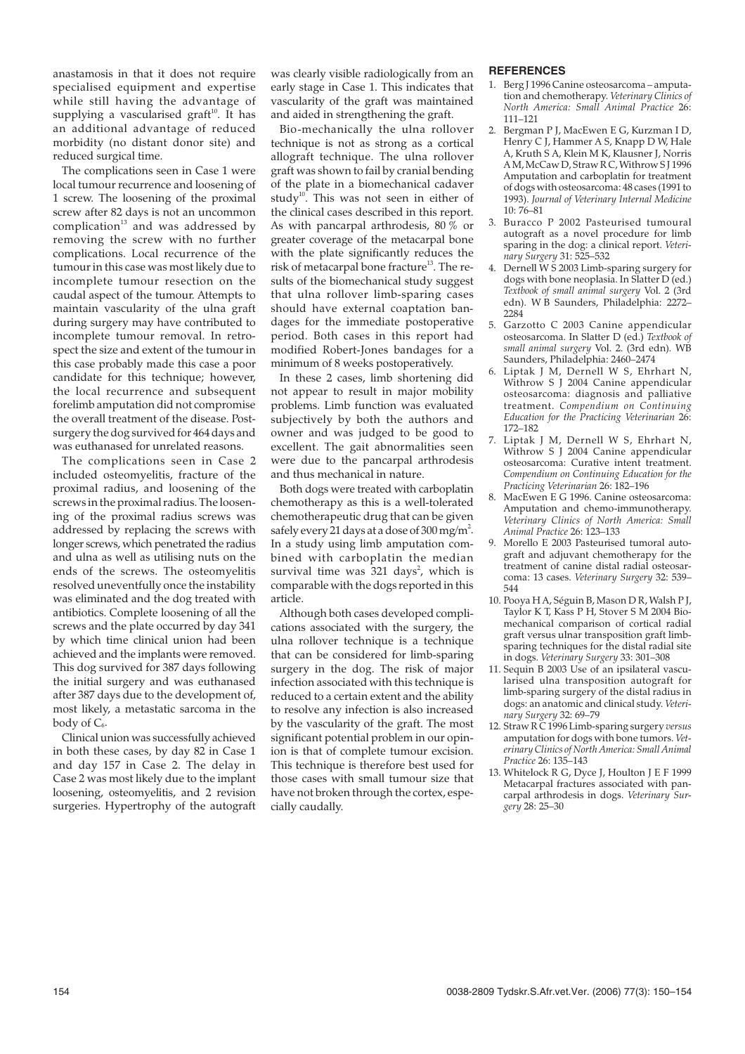anastamosis in that it does not require specialised equipment and expertise while still having the advantage of supplying a vascularised graft[10]. It has an additional advantage of reduced morbidity (no distant donor site) and reduced surgical time.

The complications seen in Case 1 were local tumour recurrence and loosening of 1 screw. The loosening of the proximal screw after 82 days is not an uncommon complication[13] and was addressed by removing the screw with no further complications. Local recurrence of the tumour in this case was most likely due to incomplete tumour resection on the caudal aspect of the tumour. Attempts to maintain vascularity of the ulna graft during surgery may have contributed to incomplete tumour removal. In retrospect the size and extent of the tumour in this case probably made this case a poor candidate for this technique; however, the local recurrence and subsequent forelimb amputation did not compromise the overall treatment of the disease. Post-surgery the dog survived for 464 days and was euthanased for unrelated reasons.

The complications seen in Case 2 included osteomyelitis, fracture of the proximal radius, and loosening of the screws in the proximal radius. The loosening of the proximal radius screws was addressed by replacing the screws with longer screws, which penetrated the radius and ulna as well as utilising nuts on the ends of the screws. The osteomyelitis resolved uneventfully once the instability was eliminated and the dog treated with antibiotics. Complete loosening of all the screws and the plate occurred by day 341 by which time clinical union had been achieved and the implants were removed. This dog survived for 387 days following the initial surgery and was euthanased after 387 days due to the development of, most likely, a metastatic sarcoma in the body of $C_6$.

Clinical union was successfully achieved in both these cases, by day 82 in Case 1 and day 157 in Case 2. The delay in Case 2 was most likely due to the implant loosening, osteomyelitis, and 2 revision surgeries. Hypertrophy of the autograft was clearly visible radiologically from an early stage in Case 1. This indicates that vascularity of the graft was maintained and aided in strengthening the graft.

Bio-mechanically the ulna rollover technique is not as strong as a cortical allograft technique. The ulna rollover graft was shown to fail by cranial bending of the plate in a biomechanical cadaver study[10]. This was not seen in either of the clinical cases described in this report. As with pancarpal arthrodesis, 80 % or greater coverage of the metacarpal bone with the plate significantly reduces the risk of metacarpal bone fracture[13]. The results of the biomechanical study suggest that ulna rollover limb-sparing cases should have external coaptation bandages for the immediate postoperative period. Both cases in this report had modified Robert-Jones bandages for a minimum of 8 weeks postoperatively.

In these 2 cases, limb shortening did not appear to result in major mobility problems. Limb function was evaluated subjectively by both the authors and owner and was judged to be good to excellent. The gait abnormalities seen were due to the pancarpal arthrodesis and thus mechanical in nature.

Both dogs were treated with carboplatin chemotherapy as this is a well-tolerated chemotherapeutic drug that can be given safely every 21 days at a dose of 300 mg/m$^2$. In a study using limb amputation combined with carboplatin the median survival time was 321 days[2], which is comparable with the dogs reported in this article.

Although both cases developed complications associated with the surgery, the ulna rollover technique is a technique that can be considered for limb-sparing surgery in the dog. The risk of major infection associated with this technique is reduced to a certain extent and the ability to resolve any infection is also increased by the vascularity of the graft. The most significant potential problem in our opinion is that of complete tumour excision. This technique is therefore best used for those cases with small tumour size that have not broken through the cortex, especially caudally.

## REFERENCES

1. Berg J 1996 Canine osteosarcoma – amputation and chemotherapy. *Veterinary Clinics of North America: Small Animal Practice* 26: 111–121
2. Bergman P J, MacEwen E G, Kurzman I D, Henry C J, Hammer A S, Knapp D W, Hale A, Kruth S A, Klein M K, Klausner J, Norris A M, McCaw D, Straw R C, Withrow S J 1996 Amputation and carboplatin for treatment of dogs with osteosarcoma: 48 cases (1991 to 1993). *Journal of Veterinary Internal Medicine* 10: 76–81
3. Buracco P 2002 Pasteurised tumoural autograft as a novel procedure for limb sparing in the dog: a clinical report. *Veterinary Surgery* 31: 525–532
4. Dernell W S 2003 Limb-sparing surgery for dogs with bone neoplasia. In Slatter D (ed.) *Textbook of small animal surgery* Vol. 2 (3rd edn). W B Saunders, Philadelphia: 2272–2284
5. Garzotto C 2003 Canine appendicular osteosarcoma. In Slatter D (ed.) *Textbook of small animal surgery* Vol. 2. (3rd edn). WB Saunders, Philadelphia: 2460–2474
6. Liptak J M, Dernell W S, Ehrhart N, Withrow S J 2004 Canine appendicular osteosarcoma: diagnosis and palliative treatment. *Compendium on Continuing Education for the Practicing Veterinarian* 26: 172–182
7. Liptak J M, Dernell W S, Ehrhart N, Withrow S J 2004 Canine appendicular osteosarcoma: Curative intent treatment. *Compendium on Continuing Education for the Practicing Veterinarian* 26: 182–196
8. MacEwen E G 1996. Canine osteosarcoma: Amputation and chemo-immunotherapy. *Veterinary Clinics of North America: Small Animal Practice* 26: 123–133
9. Morello E 2003 Pasteurised tumoral autograft and adjuvant chemotherapy for the treatment of canine distal radial osteosarcoma: 13 cases. *Veterinary Surgery* 32: 539–544
10. Pooya H A, Séguin B, Mason D R, Walsh P J, Taylor K T, Kass P H, Stover S M 2004 Biomechanical comparison of cortical radial graft versus ulnar transposition graft limb-sparing techniques for the distal radial site in dogs. *Veterinary Surgery* 33: 301–308
11. Sequin B 2003 Use of an ipsilateral vascularised ulna transposition autograft for limb-sparing surgery of the distal radius in dogs: an anatomic and clinical study. *Veterinary Surgery* 32: 69–79
12. Straw R C 1996 Limb-sparing surgery *versus* amputation for dogs with bone tumors. *Veterinary Clinics of North America: Small Animal Practice* 26: 135–143
13. Whitelock R G, Dyce J, Houlton J E F 1999 Metacarpal fractures associated with pancarpal arthrodesis in dogs. *Veterinary Surgery* 28: 25–30